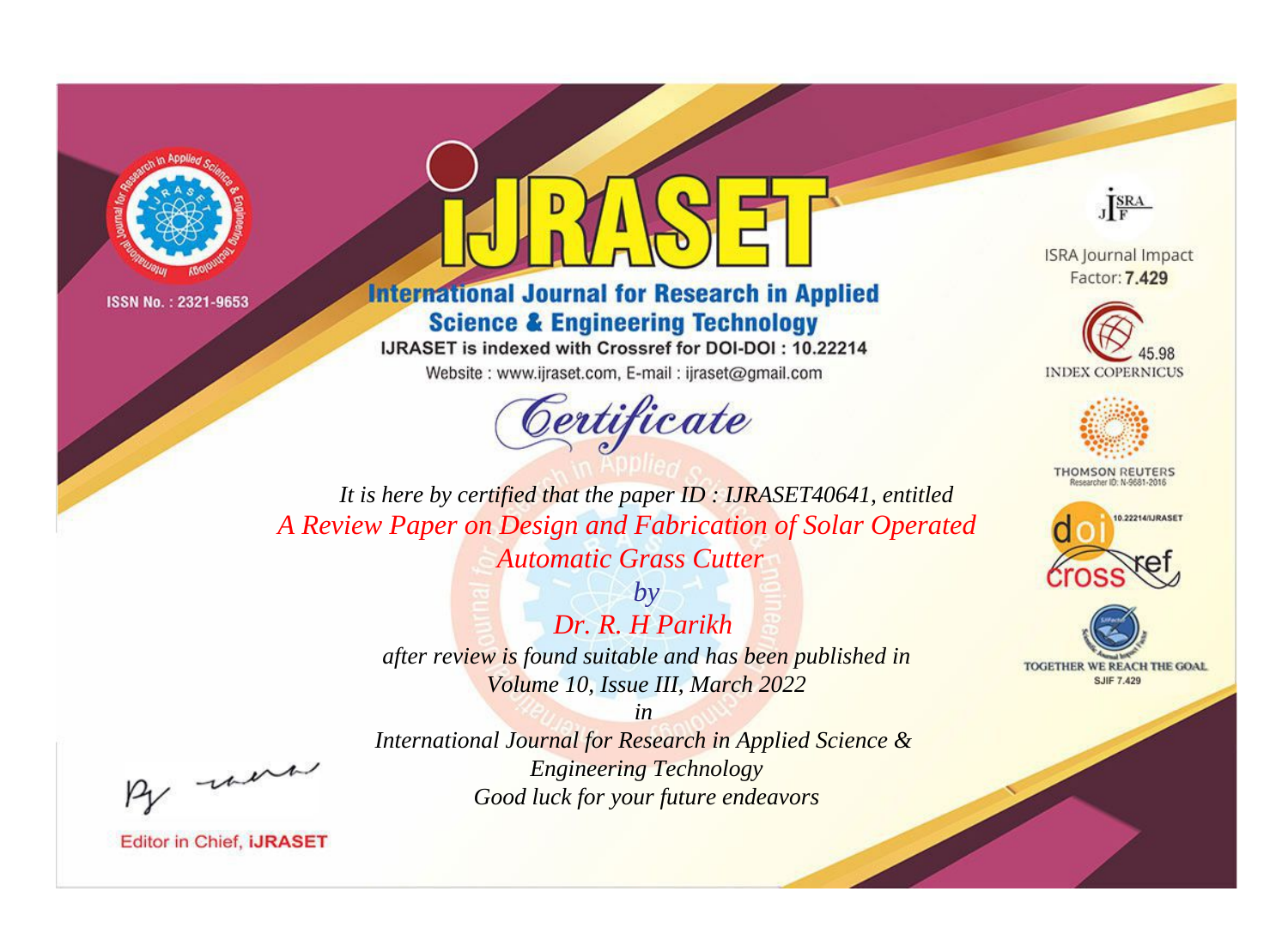ISSN No. : 2321-9653

# IJRASET

## International Journal for Research in Applied Science & Engineering Technology

IJRASET is indexed with Crossref for DOI-DOI : 10.22214

Website : www.ijraset.com, E-mail : ijraset@gmail.com

ISRA Journal Impact Factor: **7.429**

45.98 INDEX COPERNICUS

THOMSON REUTERS
Researcher ID: N-9681-2016

10.22214/IJRASET

TOGETHER WE REACH THE GOAL
SJIF 7.429

# *Certificate*

*It is here by certified that the paper ID : IJRASET40641, entitled*

*A Review Paper on Design and Fabrication of Solar Operated Automatic Grass Cutter*

*by*

*Dr. R. H Parikh*

*after review is found suitable and has been published in*

*Volume 10, Issue III, March 2022*

*in*

*International Journal for Research in Applied Science & Engineering Technology*

*Good luck for your future endeavors*

Editor in Chief, **iJRASET**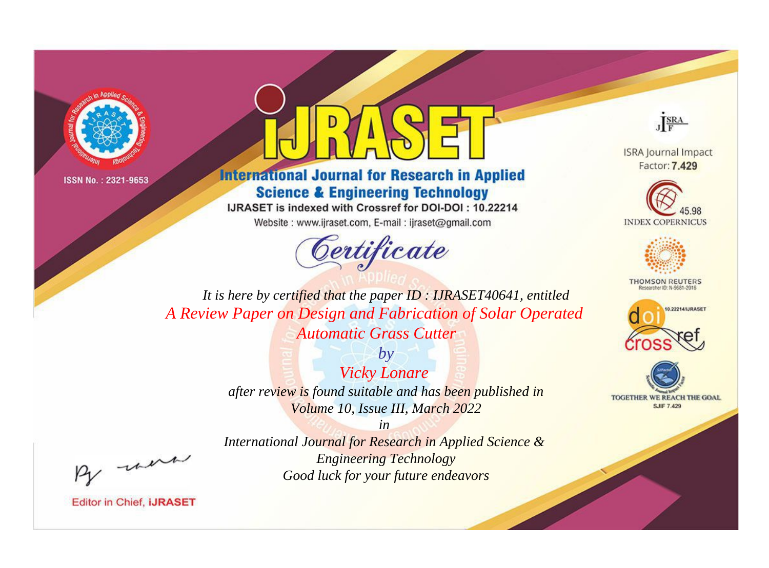ISSN No. : 2321-9653

# iJRASET

## International Journal for Research in Applied Science & Engineering Technology

IJRASET is indexed with Crossref for DOI-DOI : 10.22214

Website : www.ijraset.com, E-mail : ijraset@gmail.com

# Certificate

*It is here by certified that the paper ID : IJRASET40641, entitled*

*A Review Paper on Design and Fabrication of Solar Operated Automatic Grass Cutter*

*by*

*Vicky Lonare*

*after review is found suitable and has been published in*

*Volume 10, Issue III, March 2022*

*in*

*International Journal for Research in Applied Science & Engineering Technology*

*Good luck for your future endeavors*

Editor in Chief, iJRASET

ISRA Journal Impact Factor: 7.429

45.98 INDEX COPERNICUS

THOMSON REUTERS Researcher ID: N-9681-2016

10.22214/IJRASET

TOGETHER WE REACH THE GOAL SJIF 7.429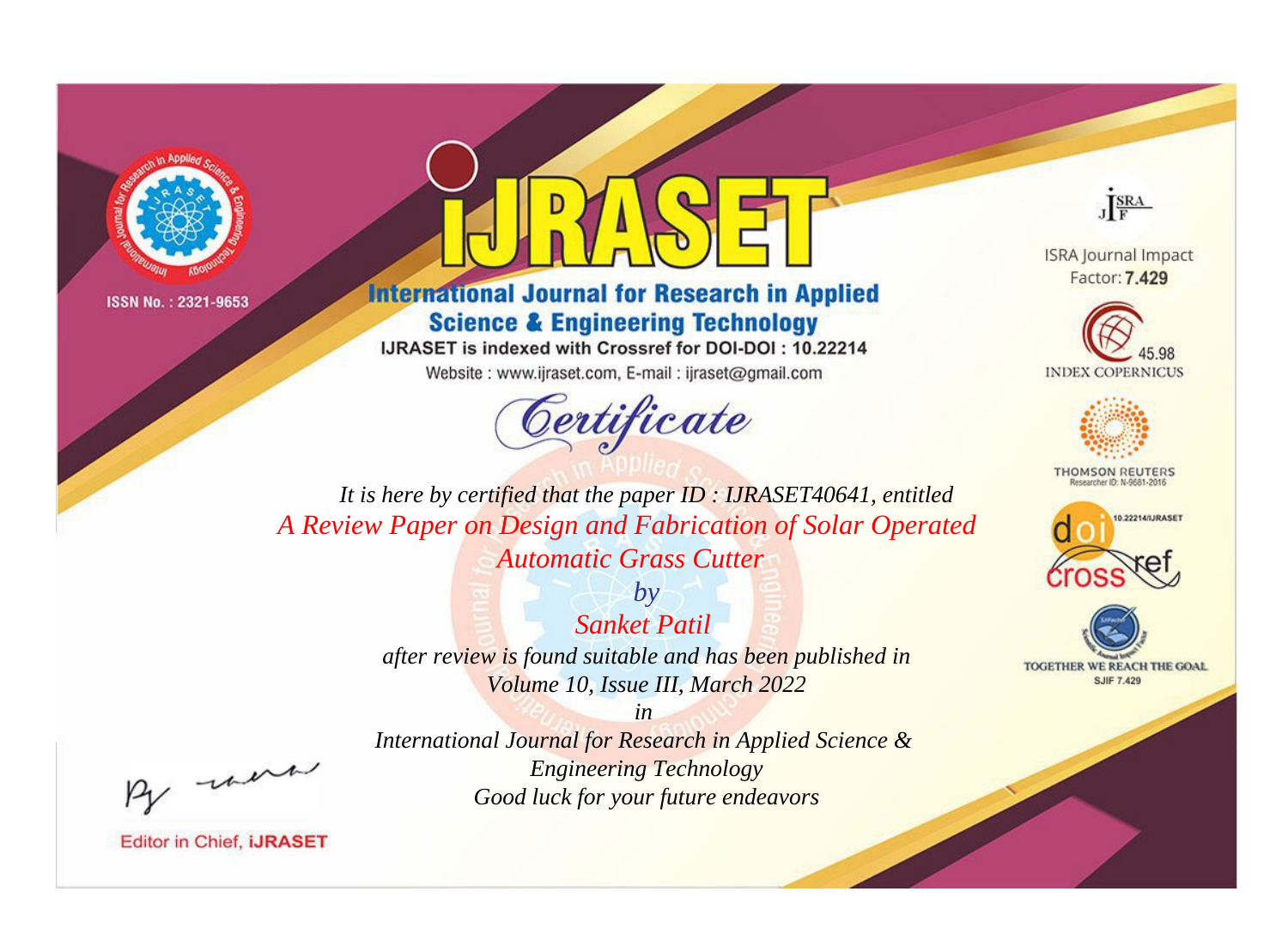ISSN No. : 2321-9653

# International Journal for Research in Applied Science & Engineering Technology

IJRASET is indexed with Crossref for DOI-DOI : 10.22214

Website : www.ijraset.com, E-mail : ijraset@gmail.com

## Certificate

*It is here by certified that the paper ID : IJRASET40641, entitled*

*A Review Paper on Design and Fabrication of Solar Operated Automatic Grass Cutter*

*by*

*Sanket Patil*

*after review is found suitable and has been published in*

*Volume 10, Issue III, March 2022*

*in*

*International Journal for Research in Applied Science & Engineering Technology*

*Good luck for your future endeavors*

ISRA Journal Impact Factor: **7.429**

45.98 INDEX COPERNICUS

THOMSON REUTERS Researcher ID: N-9681-2016

10.22214/IJRASET

TOGETHER WE REACH THE GOAL SJIF 7.429

Editor in Chief, iJRASET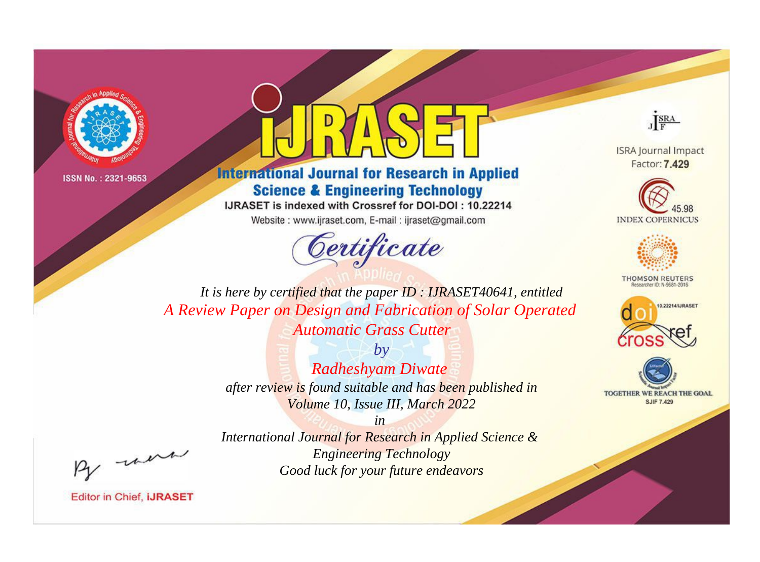ISSN No. : 2321-9653

# iJRASET

## International Journal for Research in Applied Science & Engineering Technology

IJRASET is indexed with Crossref for DOI-DOI : 10.22214

Website : www.ijraset.com, E-mail : ijraset@gmail.com

ISRA Journal Impact Factor: **7.429**

45.98 INDEX COPERNICUS

THOMSON REUTERS Researcher ID: N-9681-2016

10.22214/IJRASET

TOGETHER WE REACH THE GOAL SJIF 7.429

# Certificate

*It is here by certified that the paper ID : IJRASET40641, entitled*

*A Review Paper on Design and Fabrication of Solar Operated Automatic Grass Cutter*

*by*

*Radheshyam Diwate*

*after review is found suitable and has been published in Volume 10, Issue III, March 2022*

*in*

*International Journal for Research in Applied Science & Engineering Technology*

*Good luck for your future endeavors*

Editor in Chief, iJRASET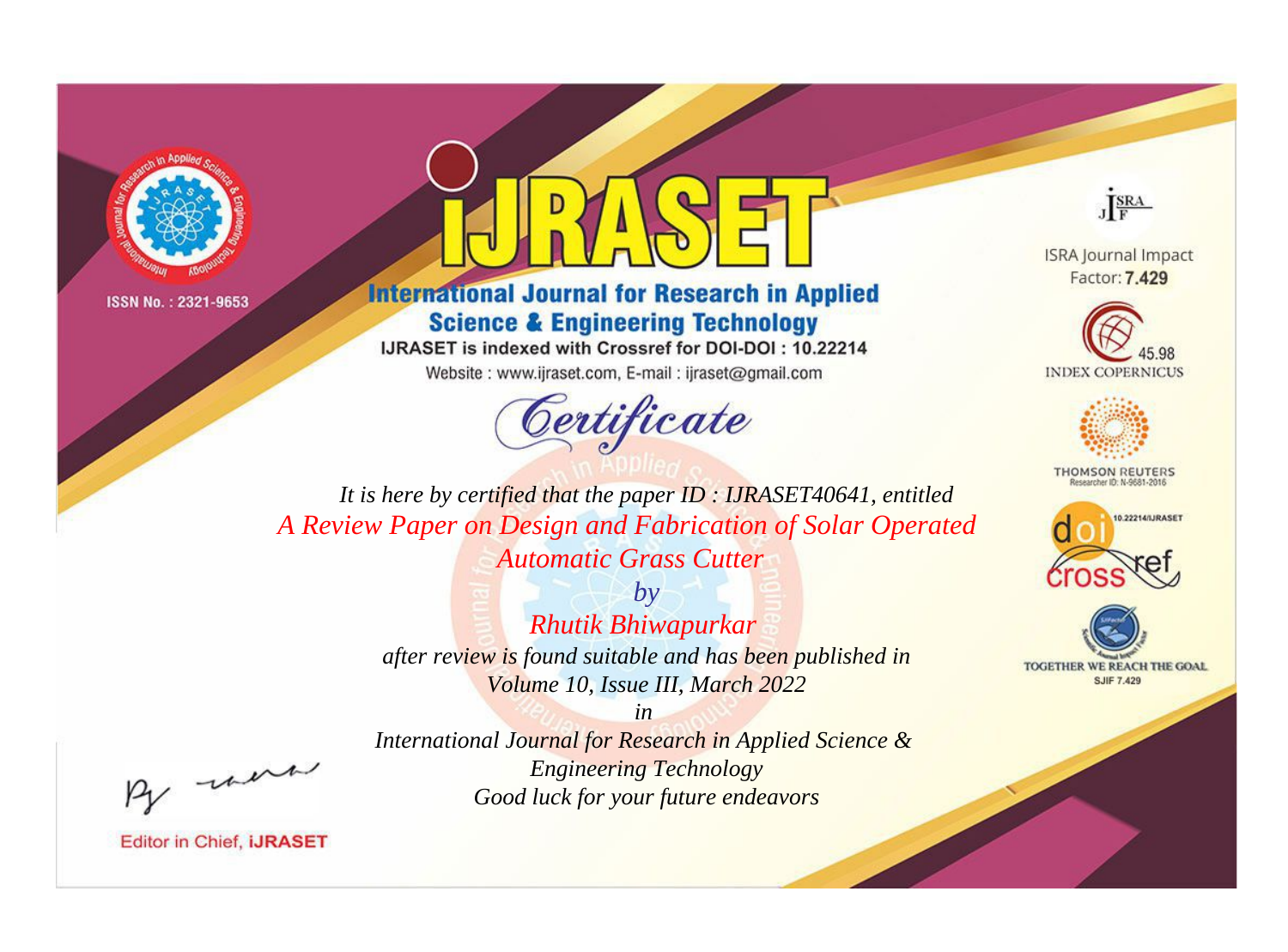ISSN No. : 2321-9653

# International Journal for Research in Applied Science & Engineering Technology

IJRASET is indexed with Crossref for DOI-DOI : 10.22214

Website : www.ijraset.com, E-mail : ijraset@gmail.com

## Certificate

*It is here by certified that the paper ID : IJRASET40641, entitled*

*A Review Paper on Design and Fabrication of Solar Operated Automatic Grass Cutter*

*by*

*Rhutik Bhiwapurkar*

*after review is found suitable and has been published in*

*Volume 10, Issue III, March 2022*

*in*

*International Journal for Research in Applied Science & Engineering Technology*

*Good luck for your future endeavors*

ISRA Journal Impact Factor: **7.429**

45.98 INDEX COPERNICUS

THOMSON REUTERS Researcher ID: N-9681-2016

10.22214/IJRASET

TOGETHER WE REACH THE GOAL SJIF 7.429

Editor in Chief, **iJRASET**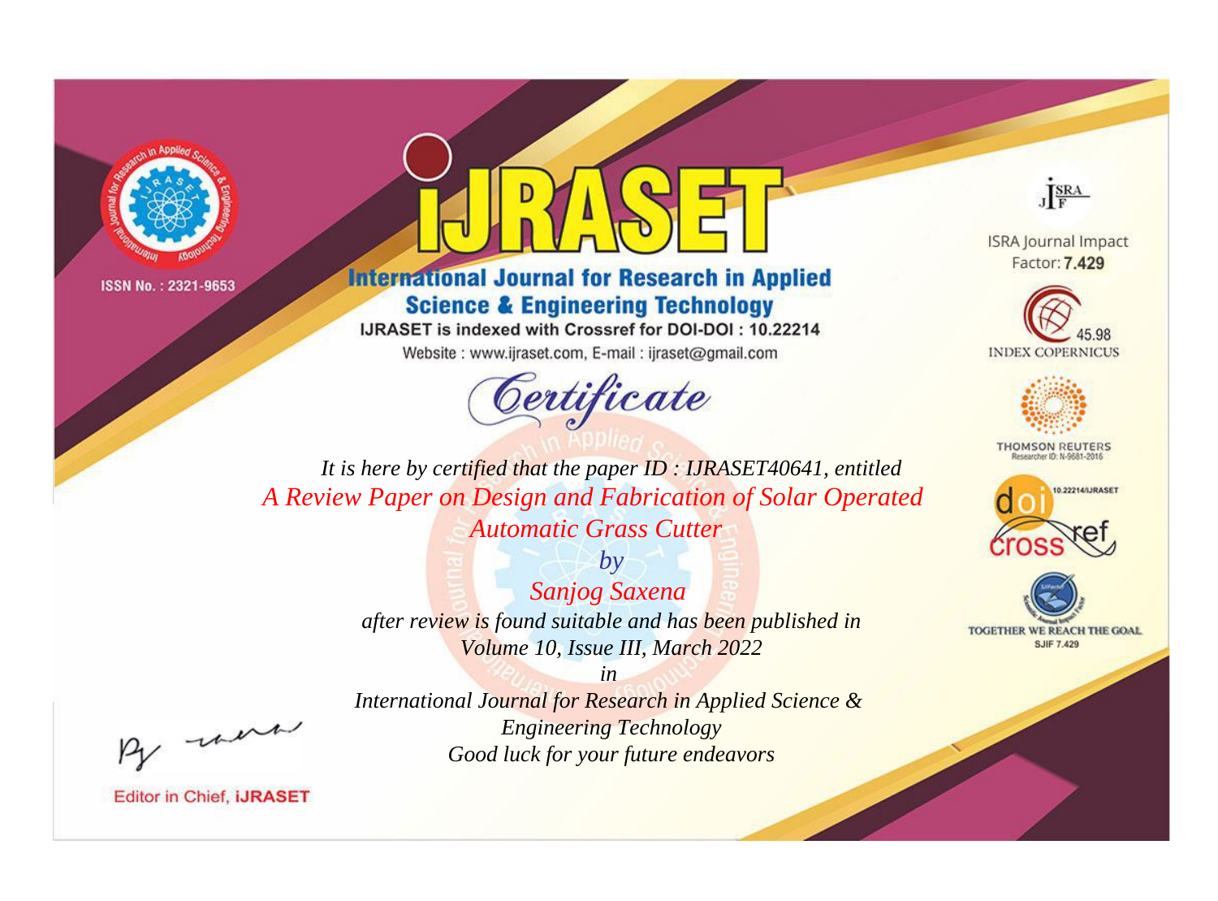ISSN No. : 2321-9653

# IJRASET

## International Journal for Research in Applied Science & Engineering Technology

IJRASET is indexed with Crossref for DOI-DOI : 10.22214

Website : www.ijraset.com, E-mail : ijraset@gmail.com

*Certificate*

*It is here by certified that the paper ID : IJRASET40641, entitled*

*A Review Paper on Design and Fabrication of Solar Operated Automatic Grass Cutter*

*by*

*Sanjog Saxena*

*after review is found suitable and has been published in*

*Volume 10, Issue III, March 2022*

*in*

*International Journal for Research in Applied Science & Engineering Technology*

*Good luck for your future endeavors*

ISRA Journal Impact Factor: **7.429**

45.98 INDEX COPERNICUS

THOMSON REUTERS
Researcher ID: N-9681-2016

10.22214/IJRASET

TOGETHER WE REACH THE GOAL
SJIF 7.429

Editor in Chief, **iJRASET**